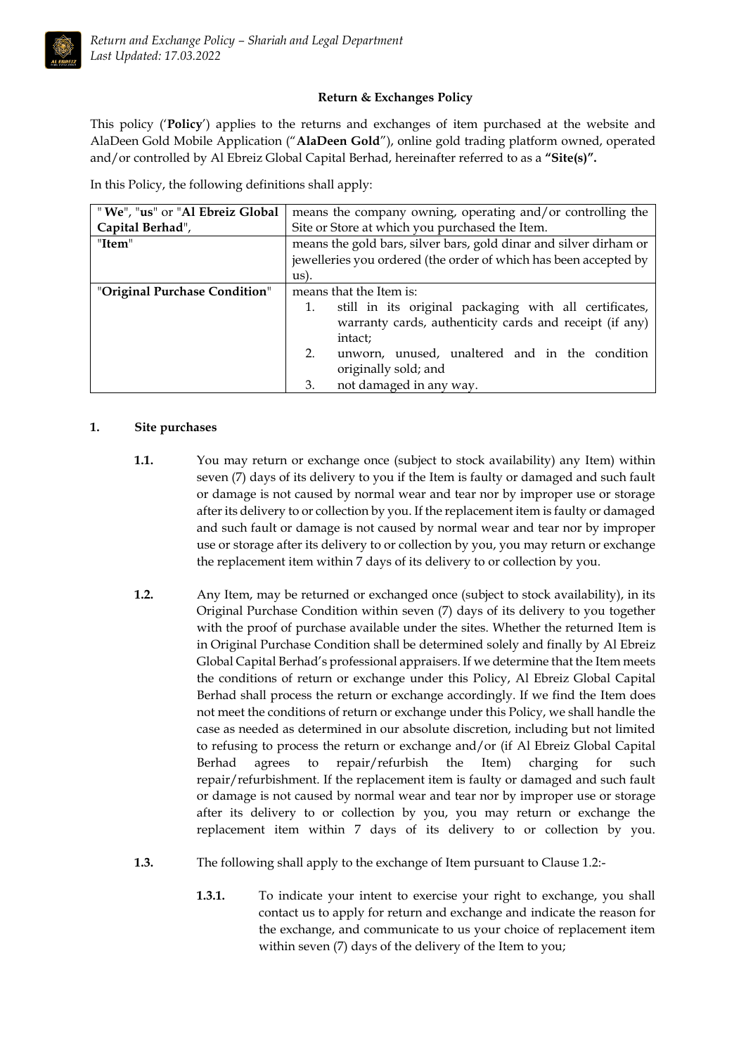**Return & Exchanges Policy**

This policy ('**Policy**') applies to the returns and exchanges of item purchased at the website and AlaDeen Gold Mobile Application ("**AlaDeen Gold**"), online gold trading platform owned, operated and/or controlled by Al Ebreiz Global Capital Berhad, hereinafter referred to as a **"Site(s)".**

In this Policy, the following definitions shall apply:

| | |
|---|---|
| " **We**", "**us**" or "**Al Ebreiz Global Capital Berhad**", | means the company owning, operating and/or controlling the Site or Store at which you purchased the Item. |
| "**Item**" | means the gold bars, silver bars, gold dinar and silver dirham or jewelleries you ordered (the order of which has been accepted by us). |
| "**Original Purchase Condition**" | means that the Item is:<br>1. still in its original packaging with all certificates, warranty cards, authenticity cards and receipt (if any) intact;<br>2. unworn, unused, unaltered and in the condition originally sold; and<br>3. not damaged in any way. |

**1. Site purchases**

**1.1.** You may return or exchange once (subject to stock availability) any Item) within seven (7) days of its delivery to you if the Item is faulty or damaged and such fault or damage is not caused by normal wear and tear nor by improper use or storage after its delivery to or collection by you. If the replacement item is faulty or damaged and such fault or damage is not caused by normal wear and tear nor by improper use or storage after its delivery to or collection by you, you may return or exchange the replacement item within 7 days of its delivery to or collection by you.

**1.2.** Any Item, may be returned or exchanged once (subject to stock availability), in its Original Purchase Condition within seven (7) days of its delivery to you together with the proof of purchase available under the sites. Whether the returned Item is in Original Purchase Condition shall be determined solely and finally by Al Ebreiz Global Capital Berhad's professional appraisers. If we determine that the Item meets the conditions of return or exchange under this Policy, Al Ebreiz Global Capital Berhad shall process the return or exchange accordingly. If we find the Item does not meet the conditions of return or exchange under this Policy, we shall handle the case as needed as determined in our absolute discretion, including but not limited to refusing to process the return or exchange and/or (if Al Ebreiz Global Capital Berhad agrees to repair/refurbish the Item) charging for such repair/refurbishment. If the replacement item is faulty or damaged and such fault or damage is not caused by normal wear and tear nor by improper use or storage after its delivery to or collection by you, you may return or exchange the replacement item within 7 days of its delivery to or collection by you.

**1.3.** The following shall apply to the exchange of Item pursuant to Clause 1.2:-

**1.3.1.** To indicate your intent to exercise your right to exchange, you shall contact us to apply for return and exchange and indicate the reason for the exchange, and communicate to us your choice of replacement item within seven (7) days of the delivery of the Item to you;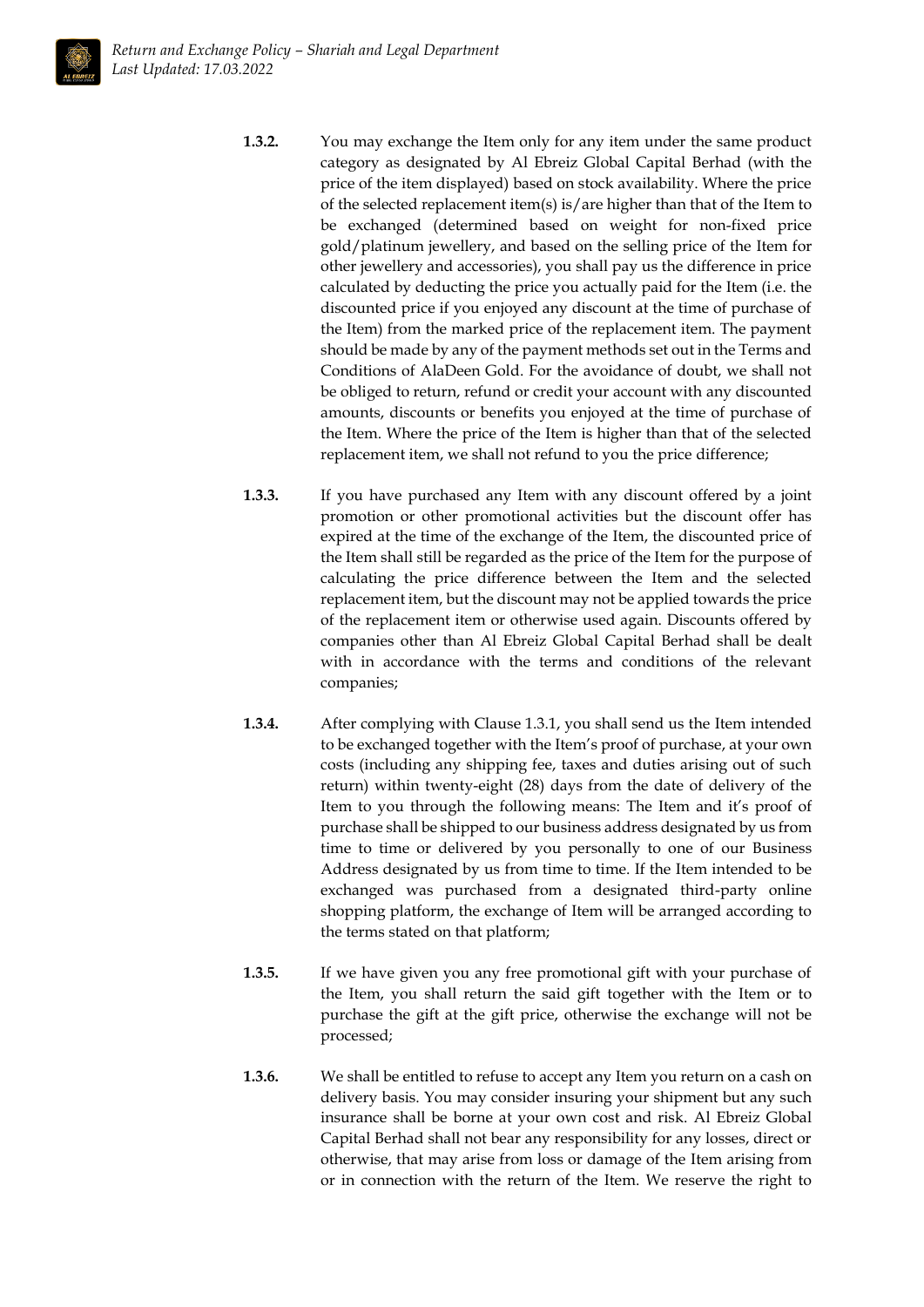**1.3.2.** You may exchange the Item only for any item under the same product category as designated by Al Ebreiz Global Capital Berhad (with the price of the item displayed) based on stock availability. Where the price of the selected replacement item(s) is/are higher than that of the Item to be exchanged (determined based on weight for non-fixed price gold/platinum jewellery, and based on the selling price of the Item for other jewellery and accessories), you shall pay us the difference in price calculated by deducting the price you actually paid for the Item (i.e. the discounted price if you enjoyed any discount at the time of purchase of the Item) from the marked price of the replacement item. The payment should be made by any of the payment methods set out in the Terms and Conditions of AlaDeen Gold. For the avoidance of doubt, we shall not be obliged to return, refund or credit your account with any discounted amounts, discounts or benefits you enjoyed at the time of purchase of the Item. Where the price of the Item is higher than that of the selected replacement item, we shall not refund to you the price difference;

**1.3.3.** If you have purchased any Item with any discount offered by a joint promotion or other promotional activities but the discount offer has expired at the time of the exchange of the Item, the discounted price of the Item shall still be regarded as the price of the Item for the purpose of calculating the price difference between the Item and the selected replacement item, but the discount may not be applied towards the price of the replacement item or otherwise used again. Discounts offered by companies other than Al Ebreiz Global Capital Berhad shall be dealt with in accordance with the terms and conditions of the relevant companies;

**1.3.4.** After complying with Clause 1.3.1, you shall send us the Item intended to be exchanged together with the Item's proof of purchase, at your own costs (including any shipping fee, taxes and duties arising out of such return) within twenty-eight (28) days from the date of delivery of the Item to you through the following means: The Item and it's proof of purchase shall be shipped to our business address designated by us from time to time or delivered by you personally to one of our Business Address designated by us from time to time. If the Item intended to be exchanged was purchased from a designated third-party online shopping platform, the exchange of Item will be arranged according to the terms stated on that platform;

**1.3.5.** If we have given you any free promotional gift with your purchase of the Item, you shall return the said gift together with the Item or to purchase the gift at the gift price, otherwise the exchange will not be processed;

**1.3.6.** We shall be entitled to refuse to accept any Item you return on a cash on delivery basis. You may consider insuring your shipment but any such insurance shall be borne at your own cost and risk. Al Ebreiz Global Capital Berhad shall not bear any responsibility for any losses, direct or otherwise, that may arise from loss or damage of the Item arising from or in connection with the return of the Item. We reserve the right to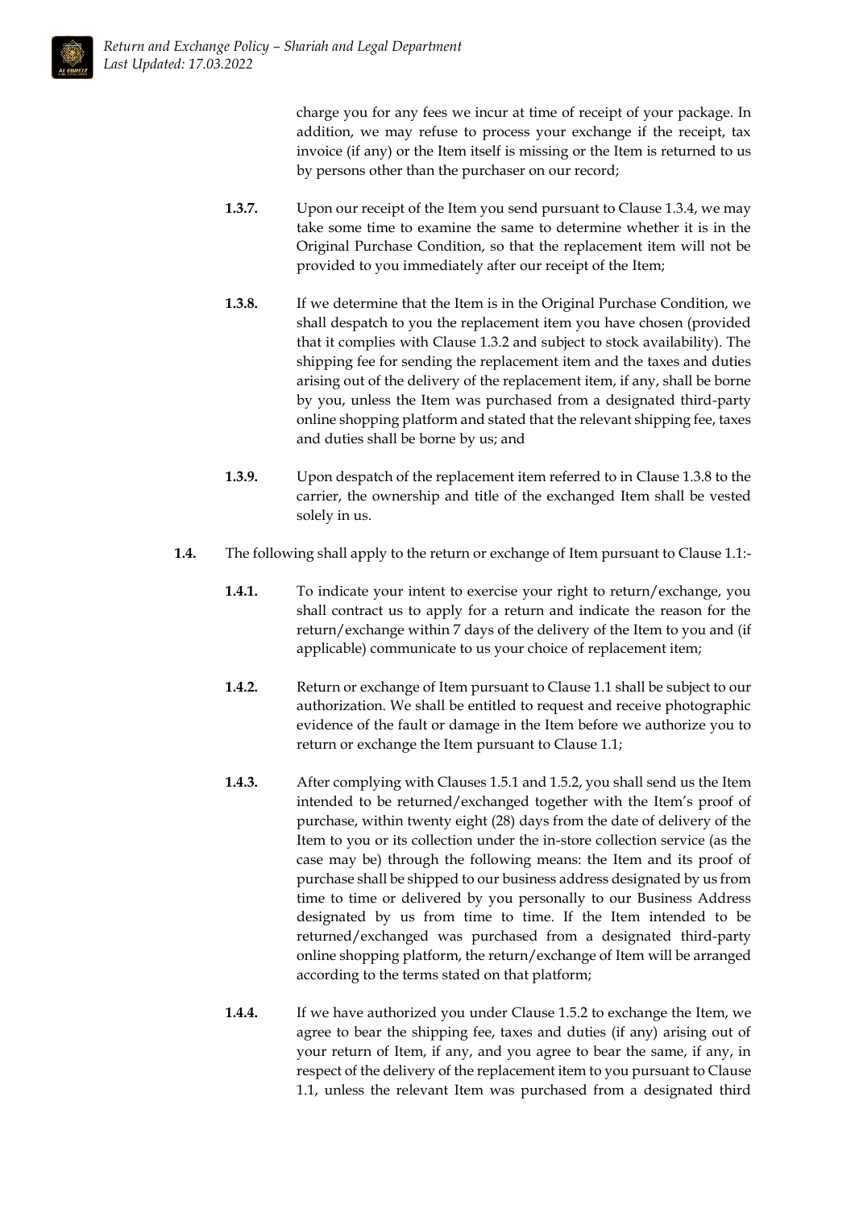charge you for any fees we incur at time of receipt of your package. In addition, we may refuse to process your exchange if the receipt, tax invoice (if any) or the Item itself is missing or the Item is returned to us by persons other than the purchaser on our record;

**1.3.7.** Upon our receipt of the Item you send pursuant to Clause 1.3.4, we may take some time to examine the same to determine whether it is in the Original Purchase Condition, so that the replacement item will not be provided to you immediately after our receipt of the Item;

**1.3.8.** If we determine that the Item is in the Original Purchase Condition, we shall despatch to you the replacement item you have chosen (provided that it complies with Clause 1.3.2 and subject to stock availability). The shipping fee for sending the replacement item and the taxes and duties arising out of the delivery of the replacement item, if any, shall be borne by you, unless the Item was purchased from a designated third-party online shopping platform and stated that the relevant shipping fee, taxes and duties shall be borne by us; and

**1.3.9.** Upon despatch of the replacement item referred to in Clause 1.3.8 to the carrier, the ownership and title of the exchanged Item shall be vested solely in us.

**1.4.** The following shall apply to the return or exchange of Item pursuant to Clause 1.1:-

**1.4.1.** To indicate your intent to exercise your right to return/exchange, you shall contract us to apply for a return and indicate the reason for the return/exchange within 7 days of the delivery of the Item to you and (if applicable) communicate to us your choice of replacement item;

**1.4.2.** Return or exchange of Item pursuant to Clause 1.1 shall be subject to our authorization. We shall be entitled to request and receive photographic evidence of the fault or damage in the Item before we authorize you to return or exchange the Item pursuant to Clause 1.1;

**1.4.3.** After complying with Clauses 1.5.1 and 1.5.2, you shall send us the Item intended to be returned/exchanged together with the Item's proof of purchase, within twenty eight (28) days from the date of delivery of the Item to you or its collection under the in-store collection service (as the case may be) through the following means: the Item and its proof of purchase shall be shipped to our business address designated by us from time to time or delivered by you personally to our Business Address designated by us from time to time. If the Item intended to be returned/exchanged was purchased from a designated third-party online shopping platform, the return/exchange of Item will be arranged according to the terms stated on that platform;

**1.4.4.** If we have authorized you under Clause 1.5.2 to exchange the Item, we agree to bear the shipping fee, taxes and duties (if any) arising out of your return of Item, if any, and you agree to bear the same, if any, in respect of the delivery of the replacement item to you pursuant to Clause 1.1, unless the relevant Item was purchased from a designated third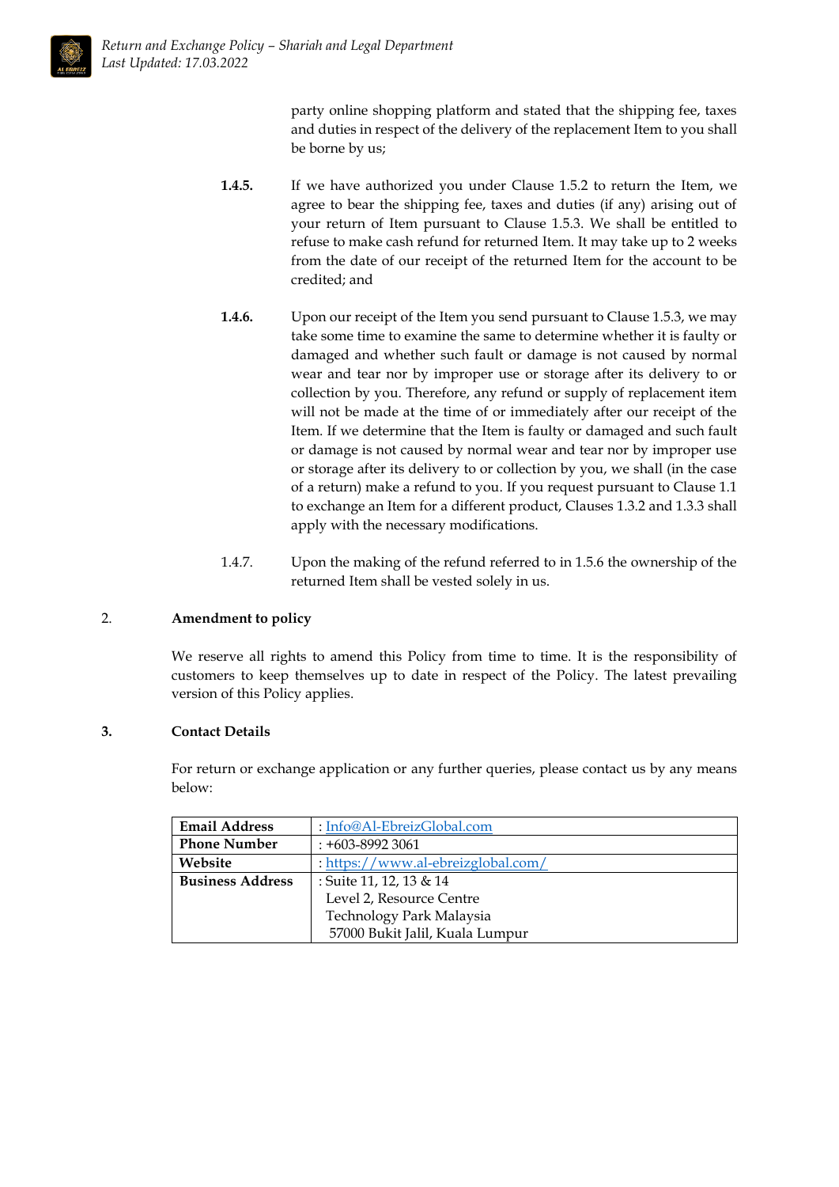party online shopping platform and stated that the shipping fee, taxes and duties in respect of the delivery of the replacement Item to you shall be borne by us;

**1.4.5.** If we have authorized you under Clause 1.5.2 to return the Item, we agree to bear the shipping fee, taxes and duties (if any) arising out of your return of Item pursuant to Clause 1.5.3. We shall be entitled to refuse to make cash refund for returned Item. It may take up to 2 weeks from the date of our receipt of the returned Item for the account to be credited; and

**1.4.6.** Upon our receipt of the Item you send pursuant to Clause 1.5.3, we may take some time to examine the same to determine whether it is faulty or damaged and whether such fault or damage is not caused by normal wear and tear nor by improper use or storage after its delivery to or collection by you. Therefore, any refund or supply of replacement item will not be made at the time of or immediately after our receipt of the Item. If we determine that the Item is faulty or damaged and such fault or damage is not caused by normal wear and tear nor by improper use or storage after its delivery to or collection by you, we shall (in the case of a return) make a refund to you. If you request pursuant to Clause 1.1 to exchange an Item for a different product, Clauses 1.3.2 and 1.3.3 shall apply with the necessary modifications.

1.4.7. Upon the making of the refund referred to in 1.5.6 the ownership of the returned Item shall be vested solely in us.

## 2. Amendment to policy

We reserve all rights to amend this Policy from time to time. It is the responsibility of customers to keep themselves up to date in respect of the Policy. The latest prevailing version of this Policy applies.

## 3. Contact Details

For return or exchange application or any further queries, please contact us by any means below:

| | |
|---|---|
| **Email Address** | : Info@Al-EbreizGlobal.com |
| **Phone Number** | : +603-8992 3061 |
| **Website** | : https://www.al-ebreizglobal.com/ |
| **Business Address** | : Suite 11, 12, 13 & 14<br>Level 2, Resource Centre<br>Technology Park Malaysia<br>57000 Bukit Jalil, Kuala Lumpur |